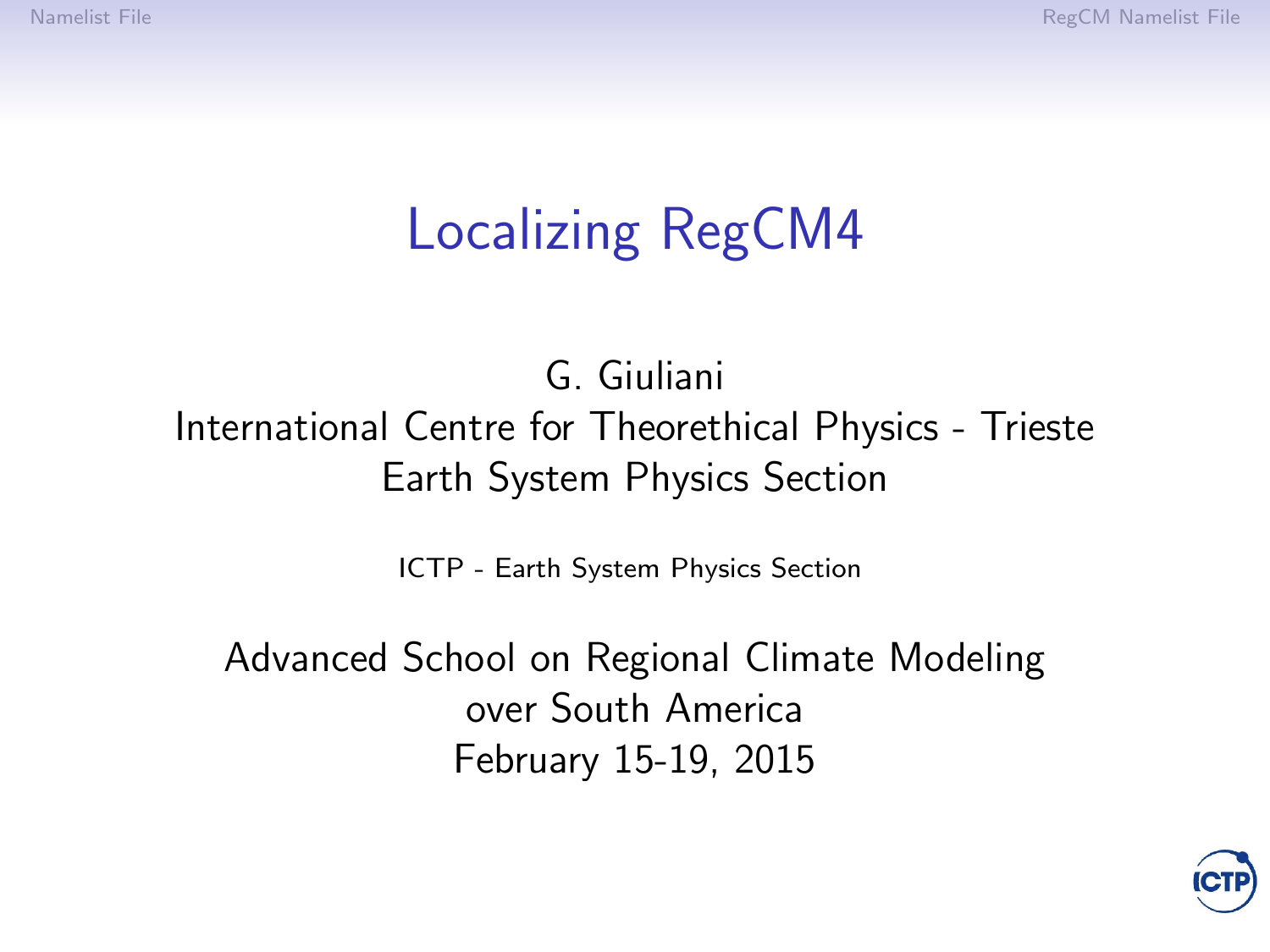# Localizing RegCM4

G. Giuliani
International Centre for Theorethical Physics - Trieste
Earth System Physics Section

ICTP - Earth System Physics Section

Advanced School on Regional Climate Modeling
over South America
February 15-19, 2015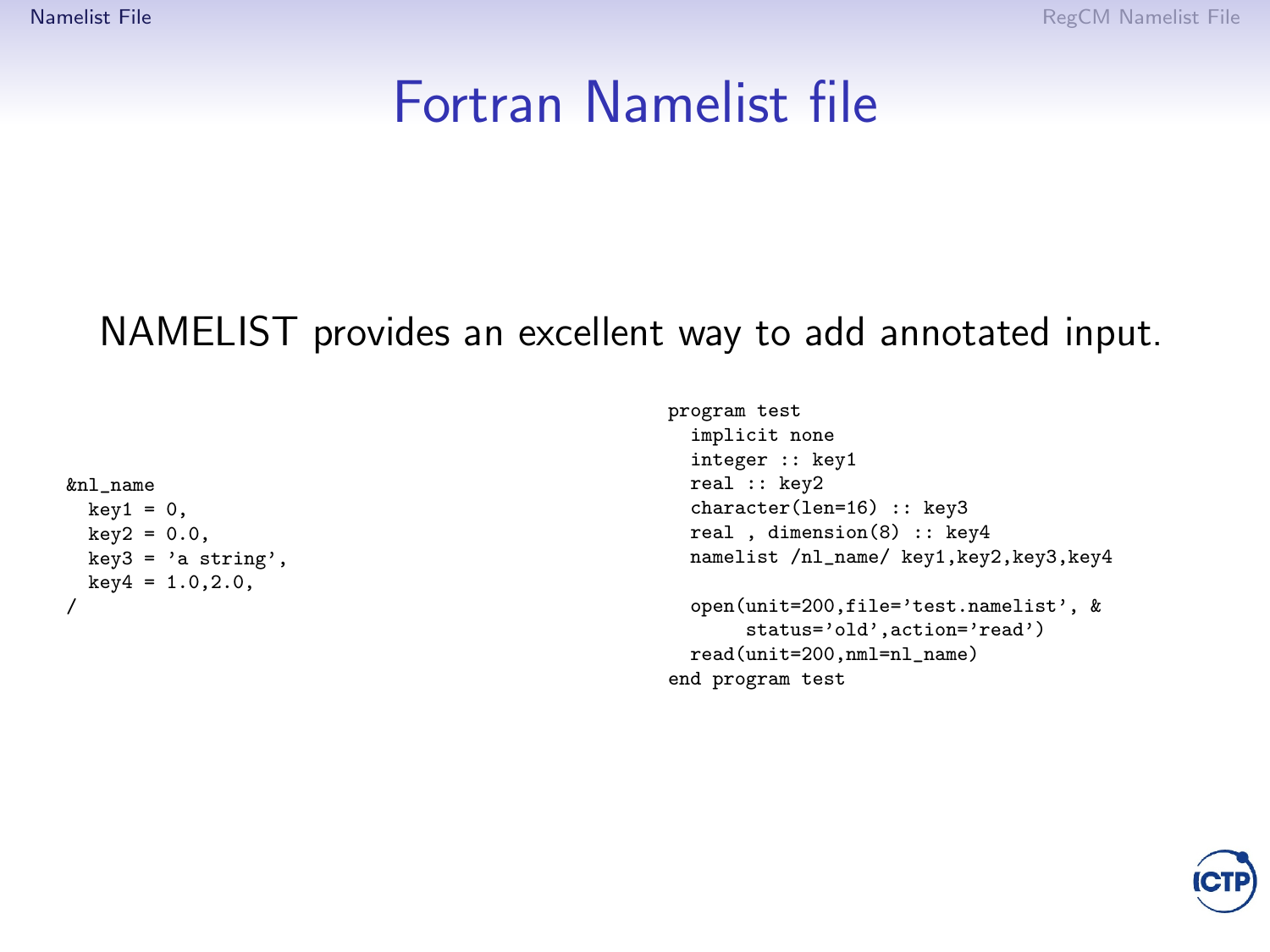# Fortran Namelist file

NAMELIST provides an excellent way to add annotated input.

```
&nl_name
  key1 = 0,
  key2 = 0.0,
  key3 = 'a string',
  key4 = 1.0,2.0,
/
```

```
program test
  implicit none
  integer :: key1
  real :: key2
  character(len=16) :: key3
  real , dimension(8) :: key4
  namelist /nl_name/ key1,key2,key3,key4

  open(unit=200,file='test.namelist', &
       status='old',action='read')
  read(unit=200,nml=nl_name)
end program test
```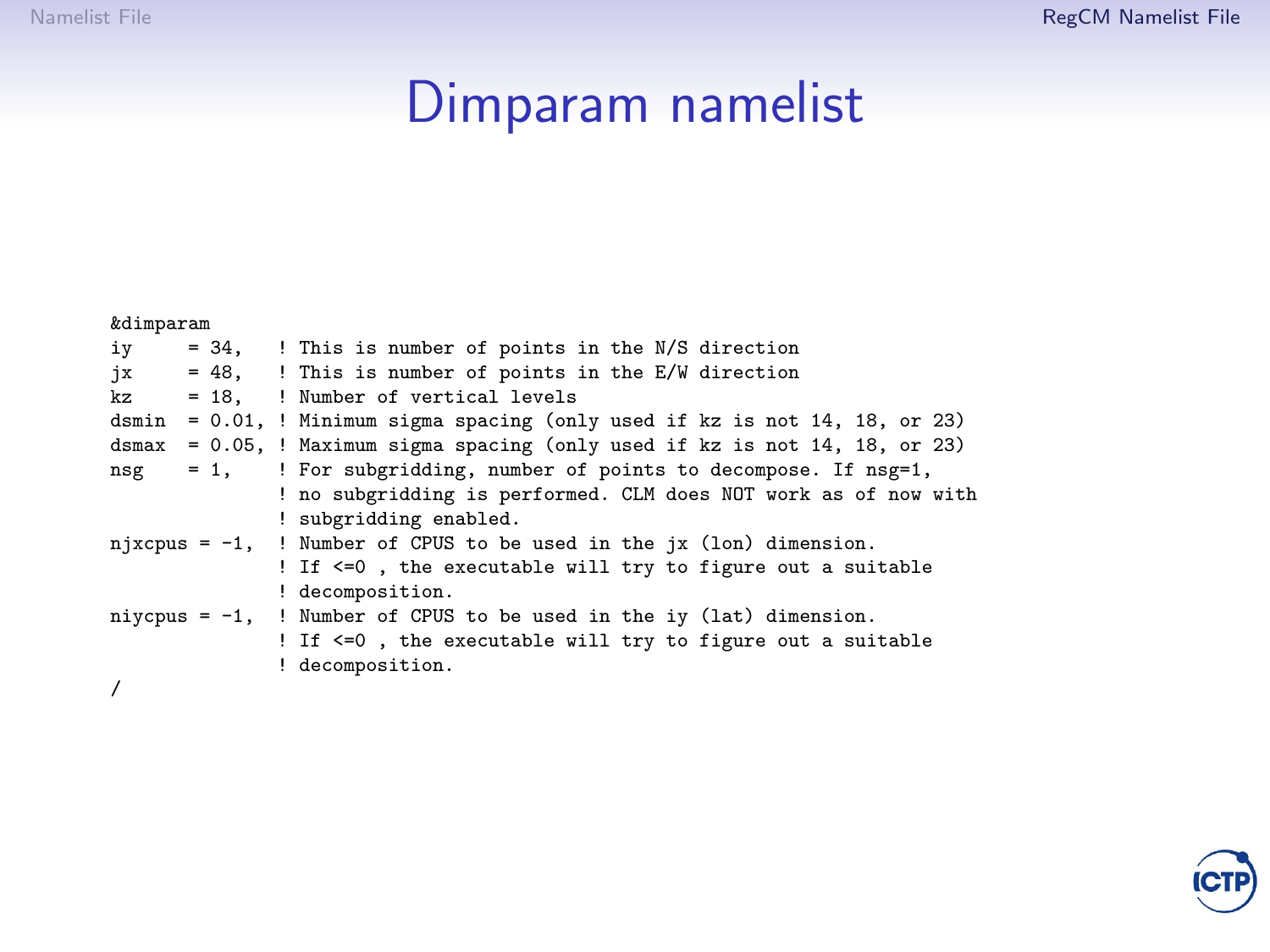# Dimparam namelist

```
&dimparam
iy     = 34,   ! This is number of points in the N/S direction
jx     = 48,   ! This is number of points in the E/W direction
kz     = 18,   ! Number of vertical levels
dsmin  = 0.01, ! Minimum sigma spacing (only used if kz is not 14, 18, or 23)
dsmax  = 0.05, ! Maximum sigma spacing (only used if kz is not 14, 18, or 23)
nsg    = 1,    ! For subgridding, number of points to decompose. If nsg=1,
               ! no subgridding is performed. CLM does NOT work as of now with
               ! subgridding enabled.
njxcpus = -1,  ! Number of CPUS to be used in the jx (lon) dimension.
               ! If <=0 , the executable will try to figure out a suitable
               ! decomposition.
niycpus = -1,  ! Number of CPUS to be used in the iy (lat) dimension.
               ! If <=0 , the executable will try to figure out a suitable
               ! decomposition.
/
```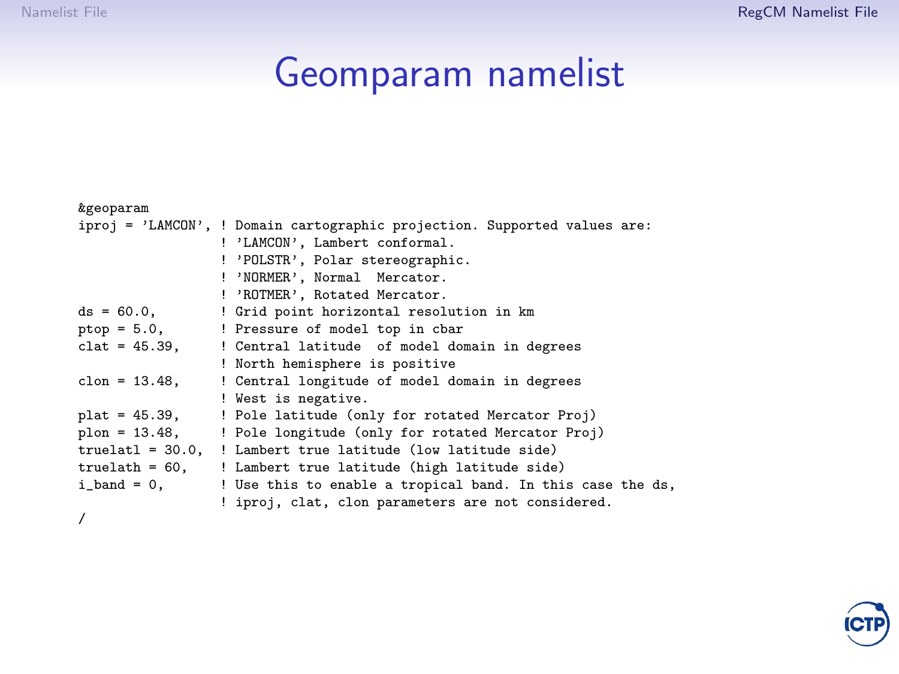# Geomparam namelist

```
&geoparam
iproj = 'LAMCON', ! Domain cartographic projection. Supported values are:
                  ! 'LAMCON', Lambert conformal.
                  ! 'POLSTR', Polar stereographic.
                  ! 'NORMER', Normal  Mercator.
                  ! 'ROTMER', Rotated Mercator.
ds = 60.0,        ! Grid point horizontal resolution in km
ptop = 5.0,       ! Pressure of model top in cbar
clat = 45.39,     ! Central latitude  of model domain in degrees
                  ! North hemisphere is positive
clon = 13.48,     ! Central longitude of model domain in degrees
                  ! West is negative.
plat = 45.39,     ! Pole latitude (only for rotated Mercator Proj)
plon = 13.48,     ! Pole longitude (only for rotated Mercator Proj)
truelatl = 30.0,  ! Lambert true latitude (low latitude side)
truelath = 60,    ! Lambert true latitude (high latitude side)
i_band = 0,       ! Use this to enable a tropical band. In this case the ds,
                  ! iproj, clat, clon parameters are not considered.
/
```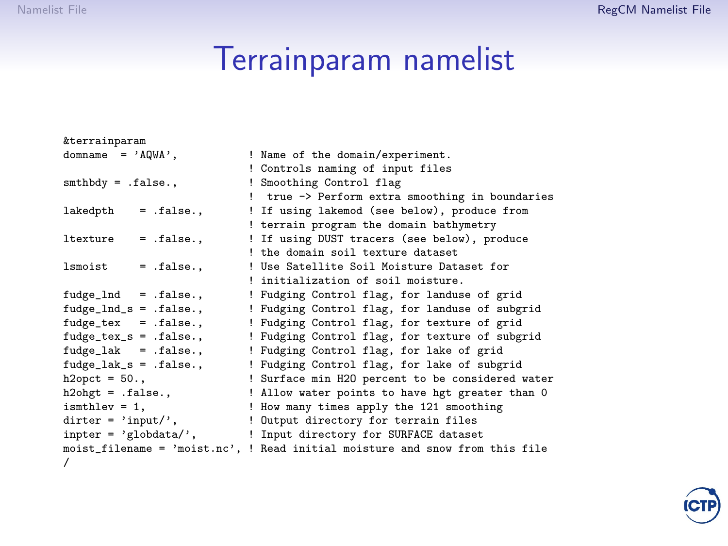# Terrainparam namelist

```
&terrainparam
domname  = 'AQWA',          ! Name of the domain/experiment.
                            ! Controls naming of input files
smthbdy = .false.,          ! Smoothing Control flag
                            !  true -> Perform extra smoothing in boundaries
lakedpth    = .false.,      ! If using lakemod (see below), produce from
                            ! terrain program the domain bathymetry
ltexture    = .false.,      ! If using DUST tracers (see below), produce
                            ! the domain soil texture dataset
lsmoist     = .false.,      ! Use Satellite Soil Moisture Dataset for
                            ! initialization of soil moisture.
fudge_lnd   = .false.,      ! Fudging Control flag, for landuse of grid
fudge_lnd_s = .false.,      ! Fudging Control flag, for landuse of subgrid
fudge_tex   = .false.,      ! Fudging Control flag, for texture of grid
fudge_tex_s = .false.,      ! Fudging Control flag, for texture of subgrid
fudge_lak   = .false.,      ! Fudging Control flag, for lake of grid
fudge_lak_s = .false.,      ! Fudging Control flag, for lake of subgrid
h2opct = 50.,               ! Surface min H2O percent to be considered water
h2ohgt = .false.,           ! Allow water points to have hgt greater than 0
ismthlev = 1,               ! How many times apply the 121 smoothing
dirter = 'input/',          ! Output directory for terrain files
inpter = 'globdata/',       ! Input directory for SURFACE dataset
moist_filename = 'moist.nc', ! Read initial moisture and snow from this file
/
```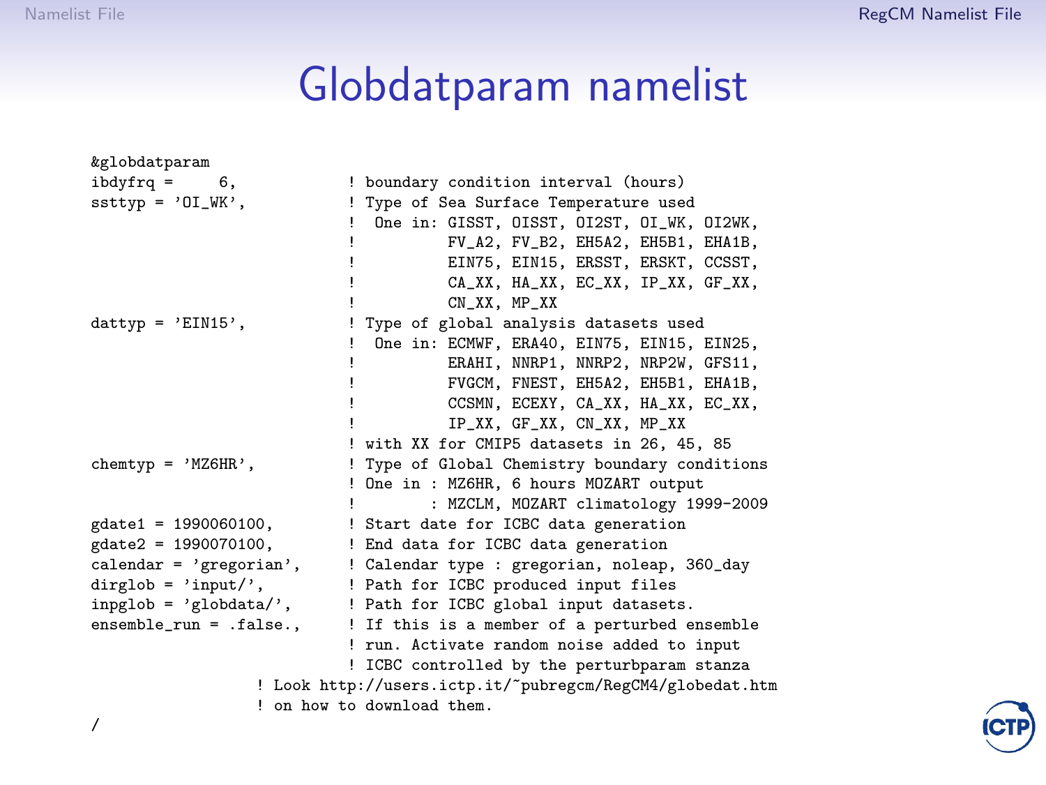# Globdatparam namelist

```
&globdatparam
ibdyfrq =     6,           ! boundary condition interval (hours)
ssttyp = 'OI_WK',          ! Type of Sea Surface Temperature used
                           !  One in: GISST, OISST, OI2ST, OI_WK, OI2WK,
                           !          FV_A2, FV_B2, EH5A2, EH5B1, EHA1B,
                           !          EIN75, EIN15, ERSST, ERSKT, CCSST,
                           !          CA_XX, HA_XX, EC_XX, IP_XX, GF_XX,
                           !          CN_XX, MP_XX
dattyp = 'EIN15',          ! Type of global analysis datasets used
                           !  One in: ECMWF, ERA40, EIN75, EIN15, EIN25,
                           !          ERAHI, NNRP1, NNRP2, NRP2W, GFS11,
                           !          FVGCM, FNEST, EH5A2, EH5B1, EHA1B,
                           !          CCSMN, ECEXY, CA_XX, HA_XX, EC_XX,
                           !          IP_XX, GF_XX, CN_XX, MP_XX
                           ! with XX for CMIP5 datasets in 26, 45, 85
chemtyp = 'MZ6HR',         ! Type of Global Chemistry boundary conditions
                           ! One in : MZ6HR, 6 hours MOZART output
                           !        : MZCLM, MOZART climatology 1999-2009
gdate1 = 1990060100,       ! Start date for ICBC data generation
gdate2 = 1990070100,       ! End data for ICBC data generation
calendar = 'gregorian',    ! Calendar type : gregorian, noleap, 360_day
dirglob = 'input/',        ! Path for ICBC produced input files
inpglob = 'globdata/',     ! Path for ICBC global input datasets.
ensemble_run = .false.,    ! If this is a member of a perturbed ensemble
                           ! run. Activate random noise added to input
                           ! ICBC controlled by the perturbparam stanza
                 ! Look http://users.ictp.it/~pubregcm/RegCM4/globedat.htm
                 ! on how to download them.
/
```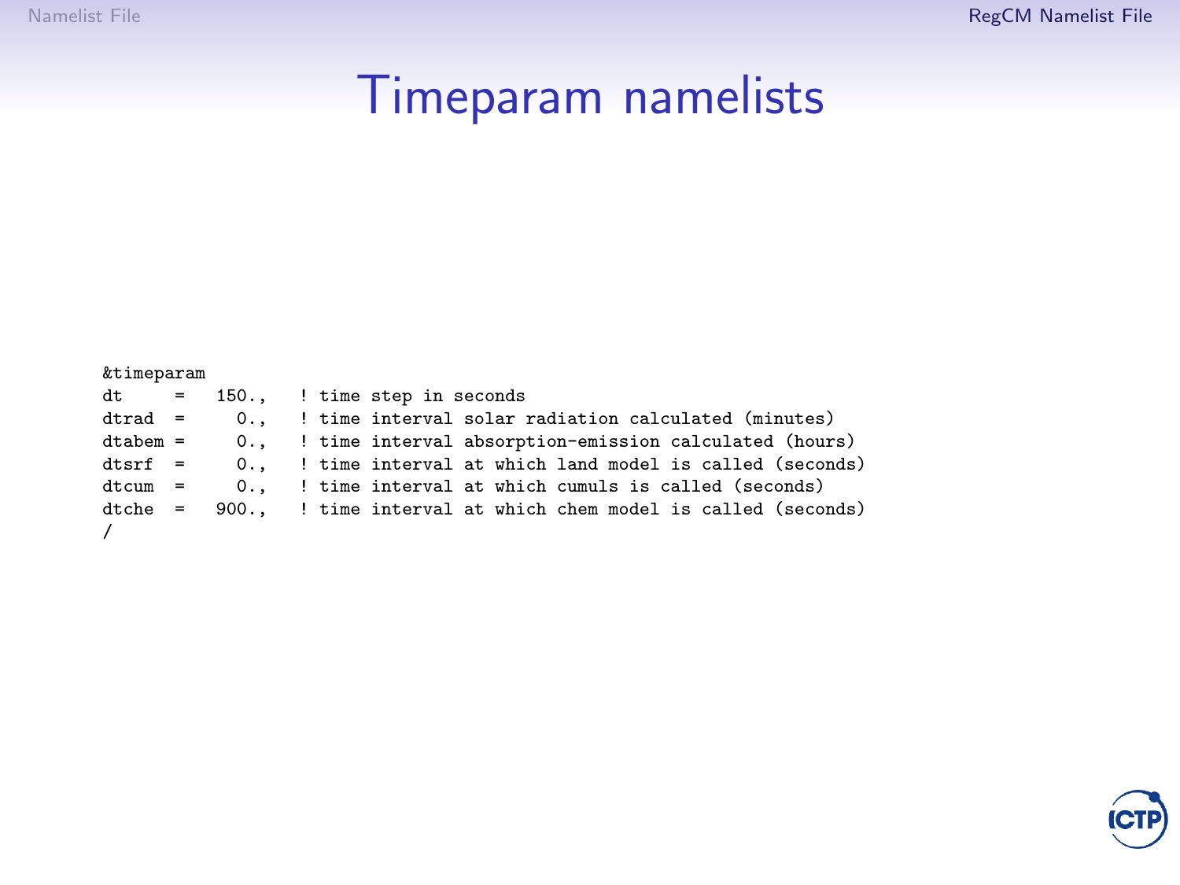# Timeparam namelists

```
&timeparam
dt     =   150.,   ! time step in seconds
dtrad  =     0.,   ! time interval solar radiation calculated (minutes)
dtabem =     0.,   ! time interval absorption-emission calculated (hours)
dtsrf  =     0.,   ! time interval at which land model is called (seconds)
dtcum  =     0.,   ! time interval at which cumuls is called (seconds)
dtche  =   900.,   ! time interval at which chem model is called (seconds)
/
```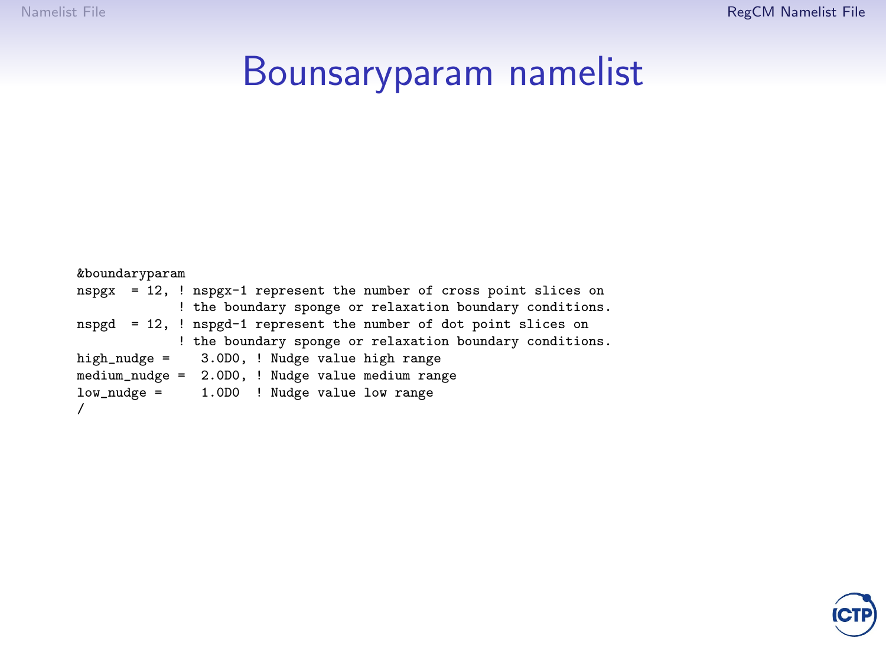# Bounsaryparam namelist

```
&boundaryparam
nspgx  = 12, ! nspgx-1 represent the number of cross point slices on
             ! the boundary sponge or relaxation boundary conditions.
nspgd  = 12, ! nspgd-1 represent the number of dot point slices on
             ! the boundary sponge or relaxation boundary conditions.
high_nudge =    3.0D0, ! Nudge value high range
medium_nudge =  2.0D0, ! Nudge value medium range
low_nudge =     1.0D0  ! Nudge value low range
/
```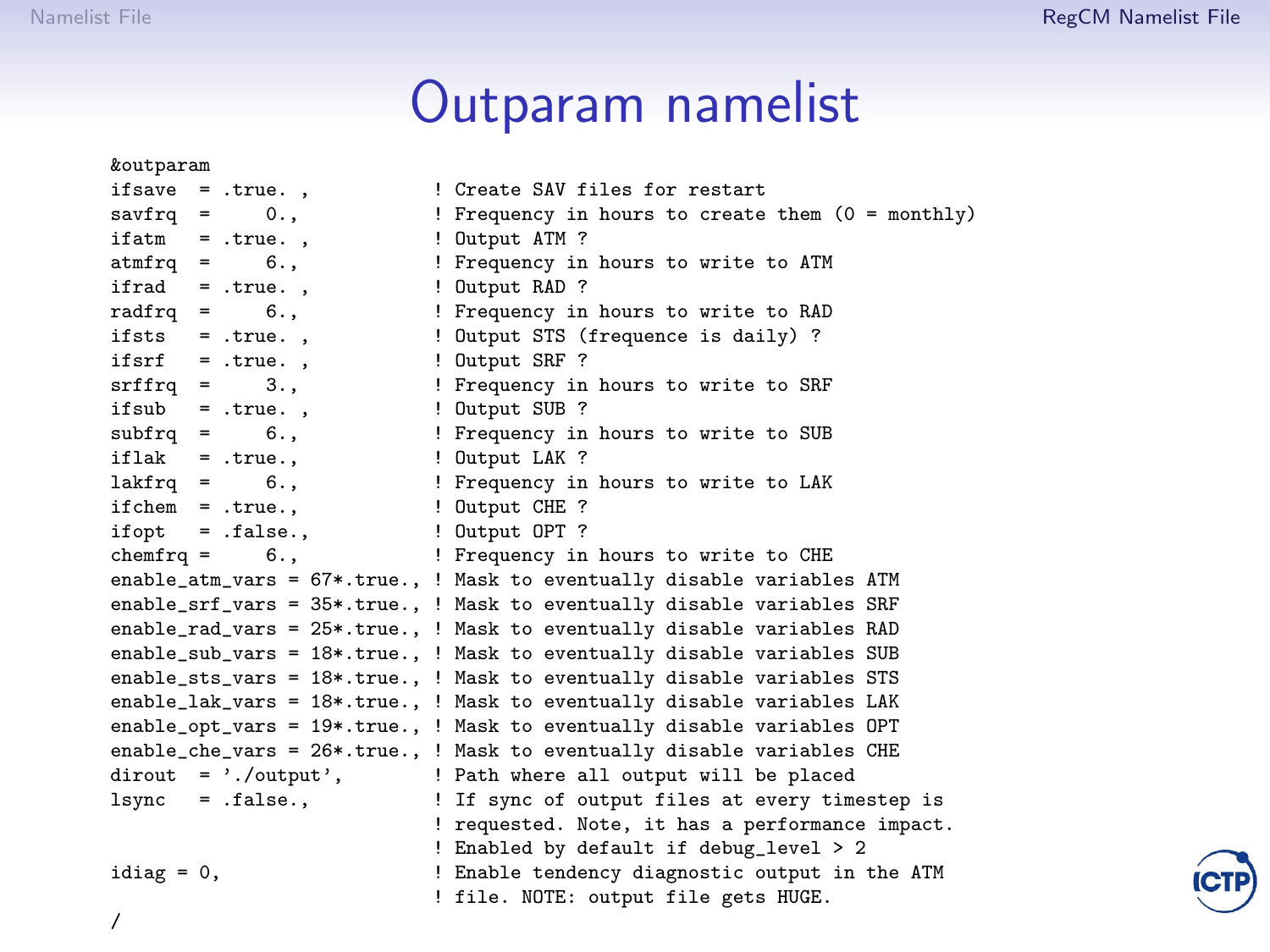# Outparam namelist

```
&outparam
ifsave  = .true. ,          ! Create SAV files for restart
savfrq  =     0.,           ! Frequency in hours to create them (0 = monthly)
ifatm   = .true. ,          ! Output ATM ?
atmfrq  =     6.,           ! Frequency in hours to write to ATM
ifrad   = .true. ,          ! Output RAD ?
radfrq  =     6.,           ! Frequency in hours to write to RAD
ifsts   = .true. ,          ! Output STS (frequence is daily) ?
ifsrf   = .true. ,          ! Output SRF ?
srffrq  =     3.,           ! Frequency in hours to write to SRF
ifsub   = .true. ,          ! Output SUB ?
subfrq  =     6.,           ! Frequency in hours to write to SUB
iflak   = .true.,           ! Output LAK ?
lakfrq  =     6.,           ! Frequency in hours to write to LAK
ifchem  = .true.,           ! Output CHE ?
ifopt   = .false.,          ! Output OPT ?
chemfrq =     6.,           ! Frequency in hours to write to CHE
enable_atm_vars = 67*.true., ! Mask to eventually disable variables ATM
enable_srf_vars = 35*.true., ! Mask to eventually disable variables SRF
enable_rad_vars = 25*.true., ! Mask to eventually disable variables RAD
enable_sub_vars = 18*.true., ! Mask to eventually disable variables SUB
enable_sts_vars = 18*.true., ! Mask to eventually disable variables STS
enable_lak_vars = 18*.true., ! Mask to eventually disable variables LAK
enable_opt_vars = 19*.true., ! Mask to eventually disable variables OPT
enable_che_vars = 26*.true., ! Mask to eventually disable variables CHE
dirout  = './output',       ! Path where all output will be placed
lsync   = .false.,          ! If sync of output files at every timestep is
                            ! requested. Note, it has a performance impact.
                            ! Enabled by default if debug_level > 2
idiag = 0,                  ! Enable tendency diagnostic output in the ATM
                            ! file. NOTE: output file gets HUGE.
/
```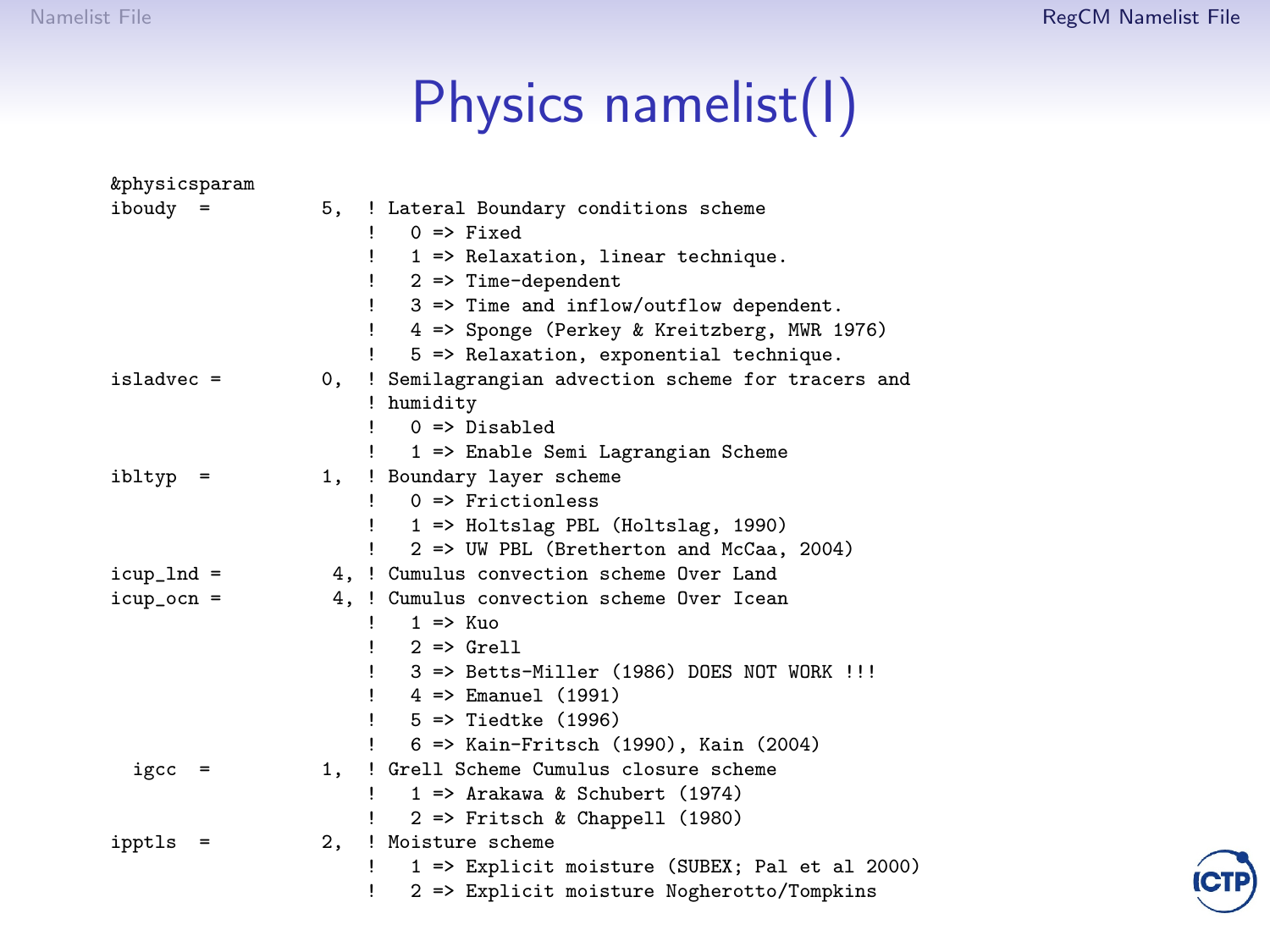# Physics namelist(I)

```
&physicsparam
iboudy  =          5,  ! Lateral Boundary conditions scheme
                       !   0 => Fixed
                       !   1 => Relaxation, linear technique.
                       !   2 => Time-dependent
                       !   3 => Time and inflow/outflow dependent.
                       !   4 => Sponge (Perkey & Kreitzberg, MWR 1976)
                       !   5 => Relaxation, exponential technique.
isladvec =         0,  ! Semilagrangian advection scheme for tracers and
                       ! humidity
                       !   0 => Disabled
                       !   1 => Enable Semi Lagrangian Scheme
ibltyp  =          1,  ! Boundary layer scheme
                       !   0 => Frictionless
                       !   1 => Holtslag PBL (Holtslag, 1990)
                       !   2 => UW PBL (Bretherton and McCaa, 2004)
icup_lnd =          4, ! Cumulus convection scheme Over Land
icup_ocn =          4, ! Cumulus convection scheme Over Icean
                       !   1 => Kuo
                       !   2 => Grell
                       !   3 => Betts-Miller (1986) DOES NOT WORK !!!
                       !   4 => Emanuel (1991)
                       !   5 => Tiedtke (1996)
                       !   6 => Kain-Fritsch (1990), Kain (2004)
  igcc  =          1,  ! Grell Scheme Cumulus closure scheme
                       !   1 => Arakawa & Schubert (1974)
                       !   2 => Fritsch & Chappell (1980)
ipptls  =          2,  ! Moisture scheme
                       !   1 => Explicit moisture (SUBEX; Pal et al 2000)
                       !   2 => Explicit moisture Nogherotto/Tompkins
```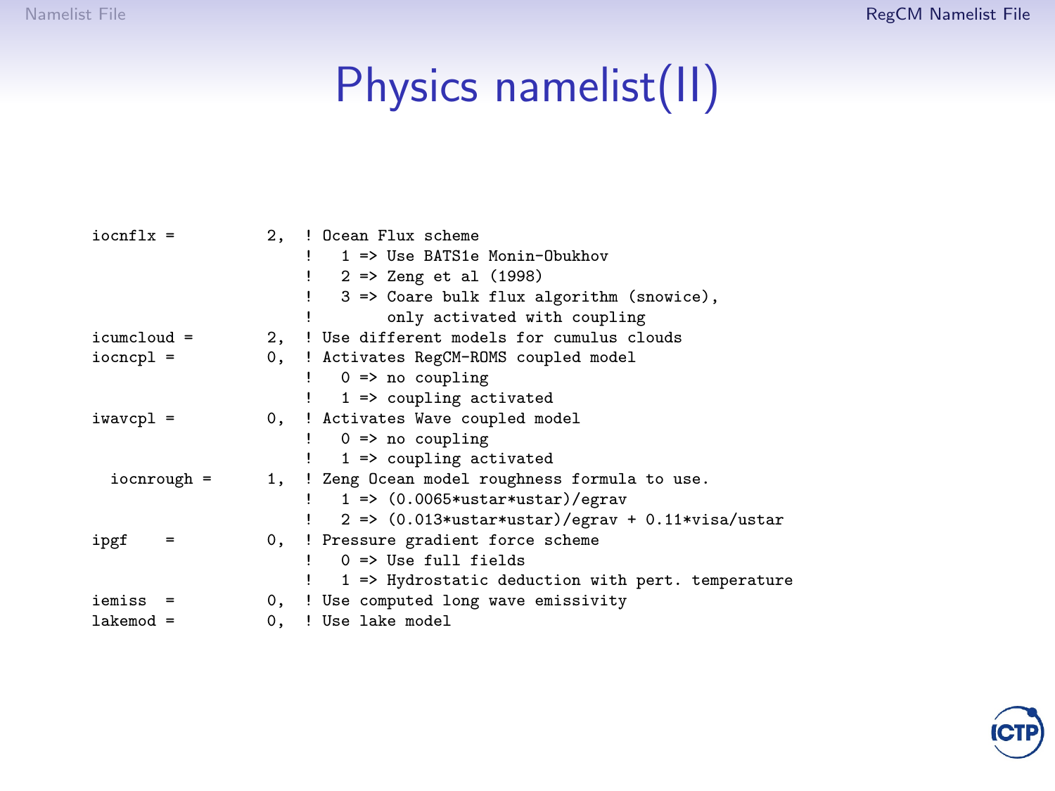# Physics namelist(II)

```
iocnflx =          2, ! Ocean Flux scheme
                      !   1 => Use BATS1e Monin-Obukhov
                      !   2 => Zeng et al (1998)
                      !   3 => Coare bulk flux algorithm (snowice),
                      !        only activated with coupling
icumcloud =        2, ! Use different models for cumulus clouds
iocncpl =          0, ! Activates RegCM-ROMS coupled model
                      !   0 => no coupling
                      !   1 => coupling activated
iwavcpl =          0, ! Activates Wave coupled model
                      !   0 => no coupling
                      !   1 => coupling activated
  iocnrough =      1, ! Zeng Ocean model roughness formula to use.
                      !   1 => (0.0065*ustar*ustar)/egrav
                      !   2 => (0.013*ustar*ustar)/egrav + 0.11*visa/ustar
ipgf    =          0, ! Pressure gradient force scheme
                      !   0 => Use full fields
                      !   1 => Hydrostatic deduction with pert. temperature
iemiss  =          0, ! Use computed long wave emissivity
lakemod =          0, ! Use lake model
```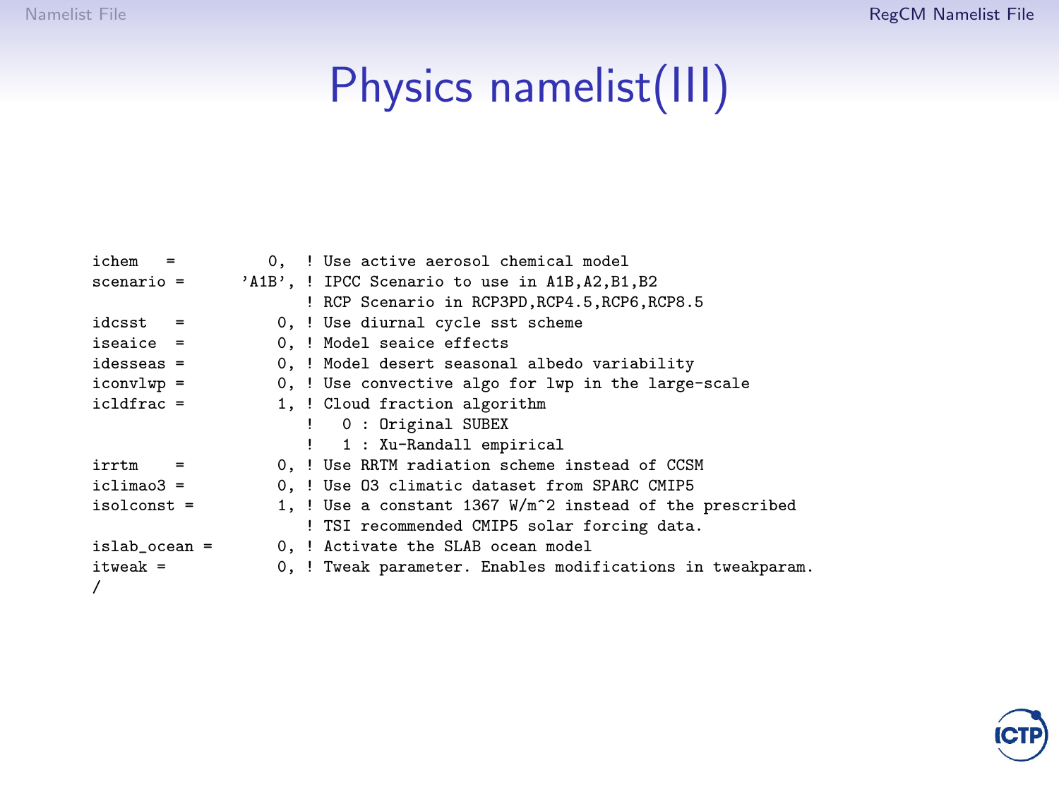# Physics namelist(III)

```
ichem   =         0,  ! Use active aerosol chemical model
scenario =      'A1B', ! IPCC Scenario to use in A1B,A2,B1,B2
                       ! RCP Scenario in RCP3PD,RCP4.5,RCP6,RCP8.5
idcsst   =         0, ! Use diurnal cycle sst scheme
iseaice  =         0, ! Model seaice effects
idesseas =         0, ! Model desert seasonal albedo variability
iconvlwp =         0, ! Use convective algo for lwp in the large-scale
icldfrac =         1, ! Cloud fraction algorithm
                      !   0 : Original SUBEX
                      !   1 : Xu-Randall empirical
irrtm    =         0, ! Use RRTM radiation scheme instead of CCSM
iclimao3 =         0, ! Use O3 climatic dataset from SPARC CMIP5
isolconst =        1, ! Use a constant 1367 W/m^2 instead of the prescribed
                      ! TSI recommended CMIP5 solar forcing data.
islab_ocean =      0, ! Activate the SLAB ocean model
itweak =           0, ! Tweak parameter. Enables modifications in tweakparam.
/
```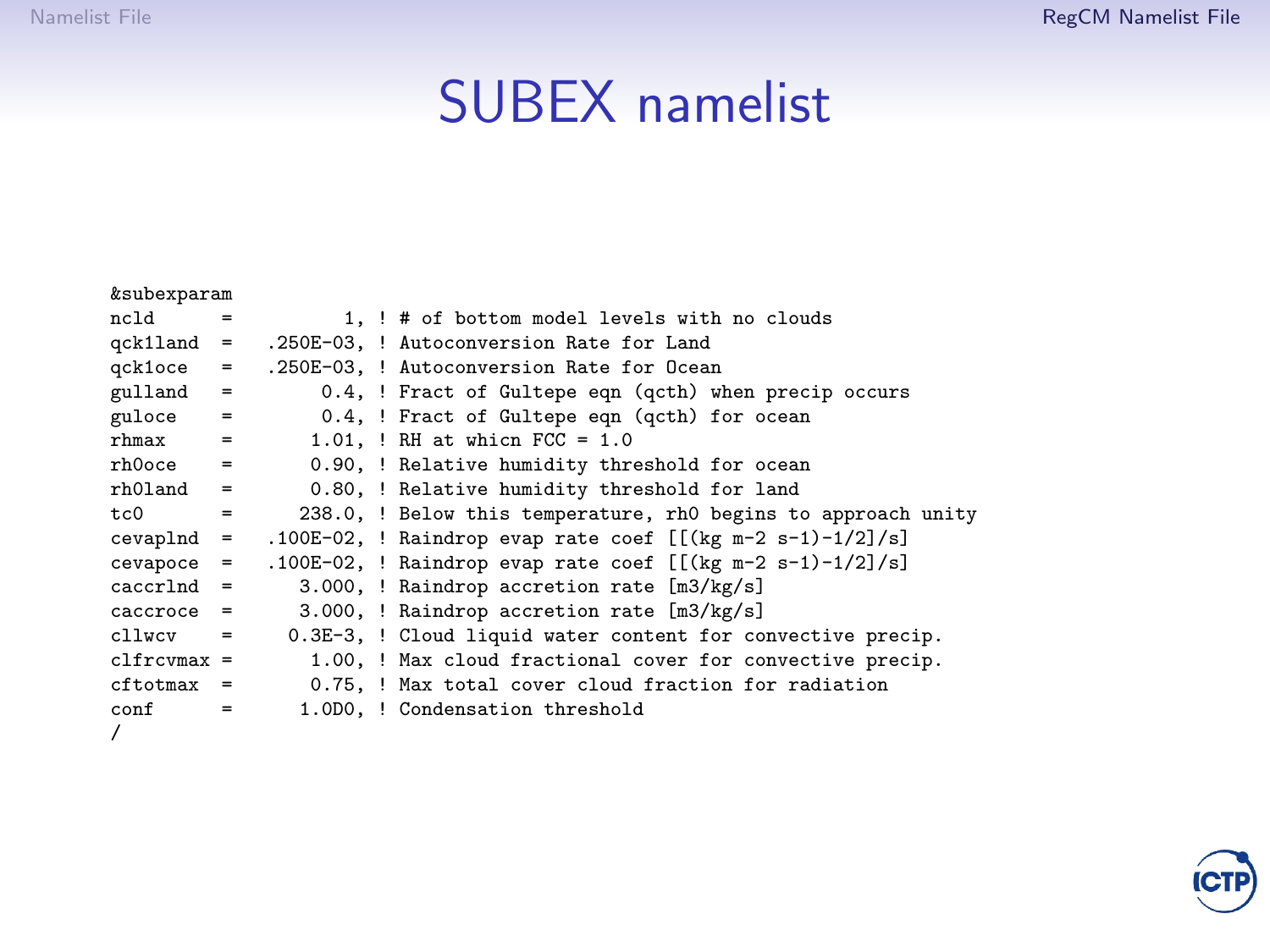# SUBEX namelist

```
&subexparam
ncld      =          1, ! # of bottom model levels with no clouds
qck1land  =  .250E-03, ! Autoconversion Rate for Land
qck1oce   =  .250E-03, ! Autoconversion Rate for Ocean
gulland   =        0.4, ! Fract of Gultepe eqn (qcth) when precip occurs
guloce    =        0.4, ! Fract of Gultepe eqn (qcth) for ocean
rhmax     =       1.01, ! RH at whicn FCC = 1.0
rh0oce    =       0.90, ! Relative humidity threshold for ocean
rh0land   =       0.80, ! Relative humidity threshold for land
tc0       =      238.0, ! Below this temperature, rh0 begins to approach unity
cevaplnd  =  .100E-02, ! Raindrop evap rate coef [[(kg m-2 s-1)-1/2]/s]
cevapoce  =  .100E-02, ! Raindrop evap rate coef [[(kg m-2 s-1)-1/2]/s]
caccrlnd  =      3.000, ! Raindrop accretion rate [m3/kg/s]
caccroce  =      3.000, ! Raindrop accretion rate [m3/kg/s]
cllwcv    =     0.3E-3, ! Cloud liquid water content for convective precip.
clfrcvmax =       1.00, ! Max cloud fractional cover for convective precip.
cftotmax  =       0.75, ! Max total cover cloud fraction for radiation
conf      =      1.0D0, ! Condensation threshold
/
```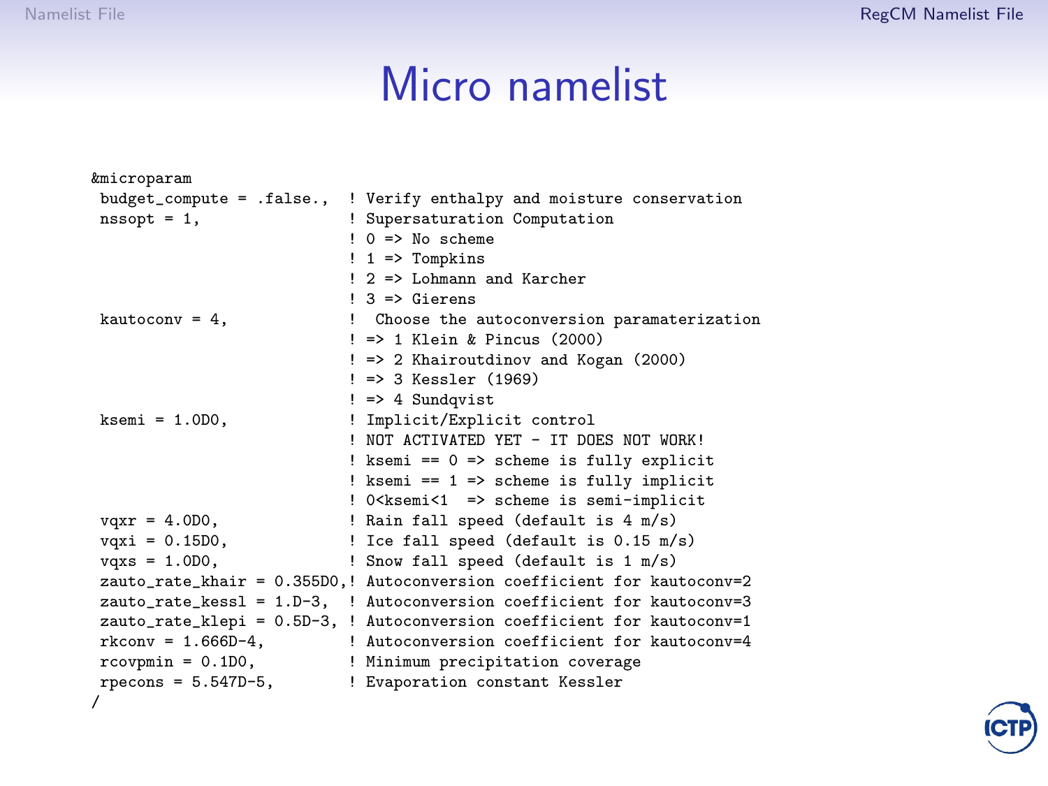# Micro namelist

```
&microparam
 budget_compute = .false.,  ! Verify enthalpy and moisture conservation
 nssopt = 1,                ! Supersaturation Computation
                            ! 0 => No scheme
                            ! 1 => Tompkins
                            ! 2 => Lohmann and Karcher
                            ! 3 => Gierens
 kautoconv = 4,             !  Choose the autoconversion paramaterization
                            ! => 1 Klein & Pincus (2000)
                            ! => 2 Khairoutdinov and Kogan (2000)
                            ! => 3 Kessler (1969)
                            ! => 4 Sundqvist
 ksemi = 1.0D0,             ! Implicit/Explicit control
                            ! NOT ACTIVATED YET - IT DOES NOT WORK!
                            ! ksemi == 0 => scheme is fully explicit
                            ! ksemi == 1 => scheme is fully implicit
                            ! 0<ksemi<1  => scheme is semi-implicit
 vqxr = 4.0D0,              ! Rain fall speed (default is 4 m/s)
 vqxi = 0.15D0,             ! Ice fall speed (default is 0.15 m/s)
 vqxs = 1.0D0,              ! Snow fall speed (default is 1 m/s)
 zauto_rate_khair = 0.355D0,! Autoconversion coefficient for kautoconv=2
 zauto_rate_kessl = 1.D-3,  ! Autoconversion coefficient for kautoconv=3
 zauto_rate_klepi = 0.5D-3, ! Autoconversion coefficient for kautoconv=1
 rkconv = 1.666D-4,         ! Autoconversion coefficient for kautoconv=4
 rcovpmin = 0.1D0,          ! Minimum precipitation coverage
 rpecons = 5.547D-5,        ! Evaporation constant Kessler
/
```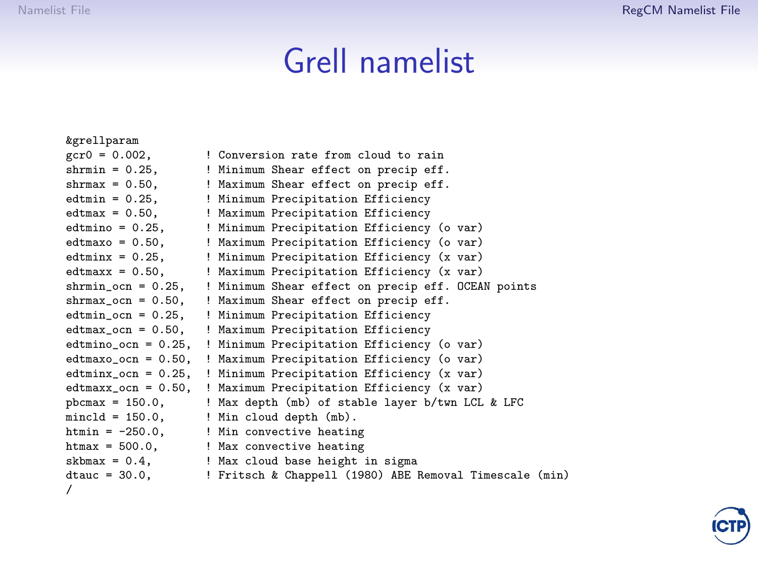# Grell namelist

```
&grellparam
gcr0 = 0.002,           ! Conversion rate from cloud to rain
shrmin = 0.25,          ! Minimum Shear effect on precip eff.
shrmax = 0.50,          ! Maximum Shear effect on precip eff.
edtmin = 0.25,          ! Minimum Precipitation Efficiency
edtmax = 0.50,          ! Maximum Precipitation Efficiency
edtmino = 0.25,         ! Minimum Precipitation Efficiency (o var)
edtmaxo = 0.50,         ! Maximum Precipitation Efficiency (o var)
edtminx = 0.25,         ! Minimum Precipitation Efficiency (x var)
edtmaxx = 0.50,         ! Maximum Precipitation Efficiency (x var)
shrmin_ocn = 0.25,      ! Minimum Shear effect on precip eff. OCEAN points
shrmax_ocn = 0.50,      ! Maximum Shear effect on precip eff.
edtmin_ocn = 0.25,      ! Minimum Precipitation Efficiency
edtmax_ocn = 0.50,      ! Maximum Precipitation Efficiency
edtmino_ocn = 0.25,     ! Minimum Precipitation Efficiency (o var)
edtmaxo_ocn = 0.50,     ! Maximum Precipitation Efficiency (o var)
edtminx_ocn = 0.25,     ! Minimum Precipitation Efficiency (x var)
edtmaxx_ocn = 0.50,     ! Maximum Precipitation Efficiency (x var)
pbcmax = 150.0,         ! Max depth (mb) of stable layer b/twn LCL & LFC
mincld = 150.0,         ! Min cloud depth (mb).
htmin = -250.0,         ! Min convective heating
htmax = 500.0,          ! Max convective heating
skbmax = 0.4,           ! Max cloud base height in sigma
dtauc = 30.0,           ! Fritsch & Chappell (1980) ABE Removal Timescale (min)
/
```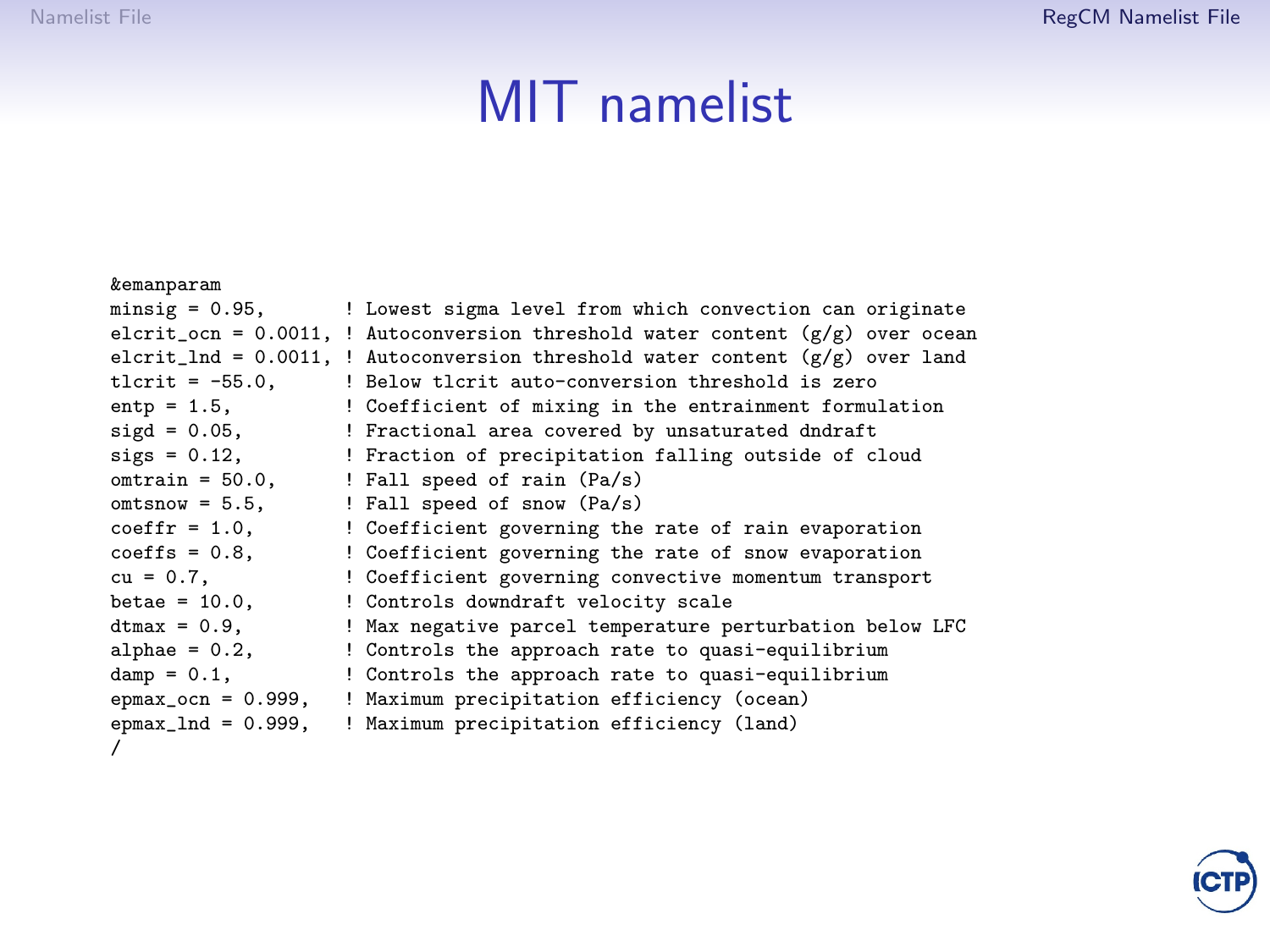# MIT namelist

```
&emanparam
minsig = 0.95,        ! Lowest sigma level from which convection can originate
elcrit_ocn = 0.0011, ! Autoconversion threshold water content (g/g) over ocean
elcrit_lnd = 0.0011, ! Autoconversion threshold water content (g/g) over land
tlcrit = -55.0,      ! Below tlcrit auto-conversion threshold is zero
entp = 1.5,          ! Coefficient of mixing in the entrainment formulation
sigd = 0.05,         ! Fractional area covered by unsaturated dndraft
sigs = 0.12,         ! Fraction of precipitation falling outside of cloud
omtrain = 50.0,      ! Fall speed of rain (Pa/s)
omtsnow = 5.5,       ! Fall speed of snow (Pa/s)
coeffr = 1.0,        ! Coefficient governing the rate of rain evaporation
coeffs = 0.8,        ! Coefficient governing the rate of snow evaporation
cu = 0.7,            ! Coefficient governing convective momentum transport
betae = 10.0,        ! Controls downdraft velocity scale
dtmax = 0.9,         ! Max negative parcel temperature perturbation below LFC
alphae = 0.2,        ! Controls the approach rate to quasi-equilibrium
damp = 0.1,          ! Controls the approach rate to quasi-equilibrium
epmax_ocn = 0.999,   ! Maximum precipitation efficiency (ocean)
epmax_lnd = 0.999,   ! Maximum precipitation efficiency (land)
/
```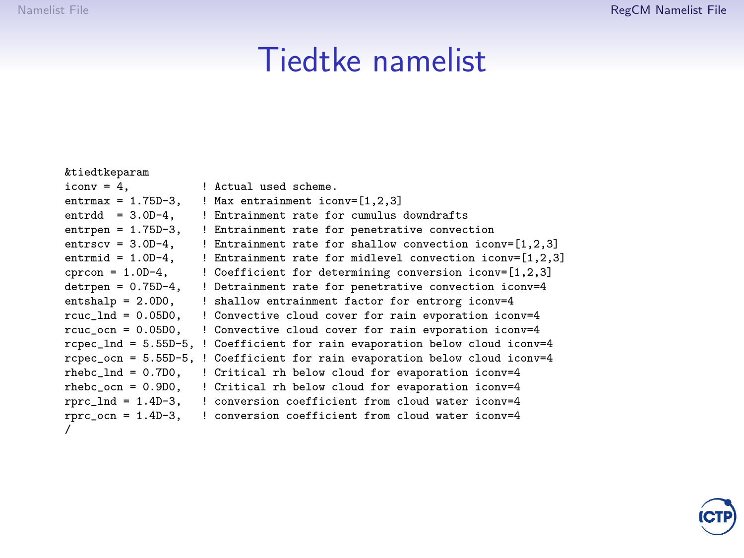# Tiedtke namelist

```
&tiedtkeparam
iconv = 4,           ! Actual used scheme.
entrmax = 1.75D-3,   ! Max entrainment iconv=[1,2,3]
entrdd  = 3.0D-4,    ! Entrainment rate for cumulus downdrafts
entrpen = 1.75D-3,   ! Entrainment rate for penetrative convection
entrscv = 3.0D-4,    ! Entrainment rate for shallow convection iconv=[1,2,3]
entrmid = 1.0D-4,    ! Entrainment rate for midlevel convection iconv=[1,2,3]
cprcon = 1.0D-4,     ! Coefficient for determining conversion iconv=[1,2,3]
detrpen = 0.75D-4,   ! Detrainment rate for penetrative convection iconv=4
entshalp = 2.0D0,    ! shallow entrainment factor for entrorg iconv=4
rcuc_lnd = 0.05D0,   ! Convective cloud cover for rain evporation iconv=4
rcuc_ocn = 0.05D0,   ! Convective cloud cover for rain evporation iconv=4
rcpec_lnd = 5.55D-5, ! Coefficient for rain evaporation below cloud iconv=4
rcpec_ocn = 5.55D-5, ! Coefficient for rain evaporation below cloud iconv=4
rhebc_lnd = 0.7D0,   ! Critical rh below cloud for evaporation iconv=4
rhebc_ocn = 0.9D0,   ! Critical rh below cloud for evaporation iconv=4
rprc_lnd = 1.4D-3,   ! conversion coefficient from cloud water iconv=4
rprc_ocn = 1.4D-3,   ! conversion coefficient from cloud water iconv=4
/
```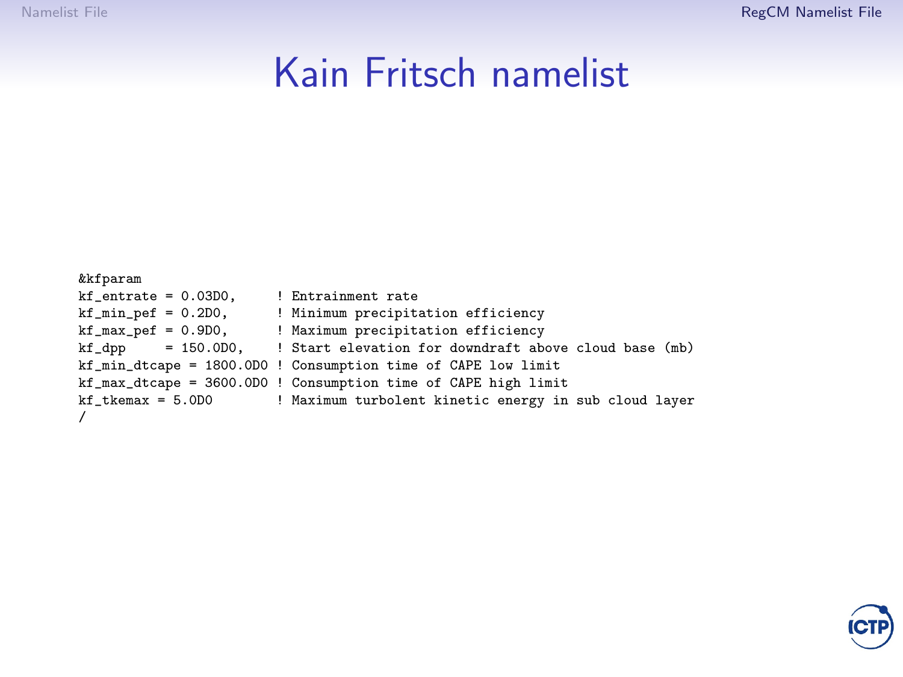# Kain Fritsch namelist

```
&kfparam
kf_entrate = 0.03D0,     ! Entrainment rate
kf_min_pef = 0.2D0,      ! Minimum precipitation efficiency
kf_max_pef = 0.9D0,      ! Maximum precipitation efficiency
kf_dpp     = 150.0D0,    ! Start elevation for downdraft above cloud base (mb)
kf_min_dtcape = 1800.0D0 ! Consumption time of CAPE low limit
kf_max_dtcape = 3600.0D0 ! Consumption time of CAPE high limit
kf_tkemax = 5.0D0        ! Maximum turbolent kinetic energy in sub cloud layer
/
```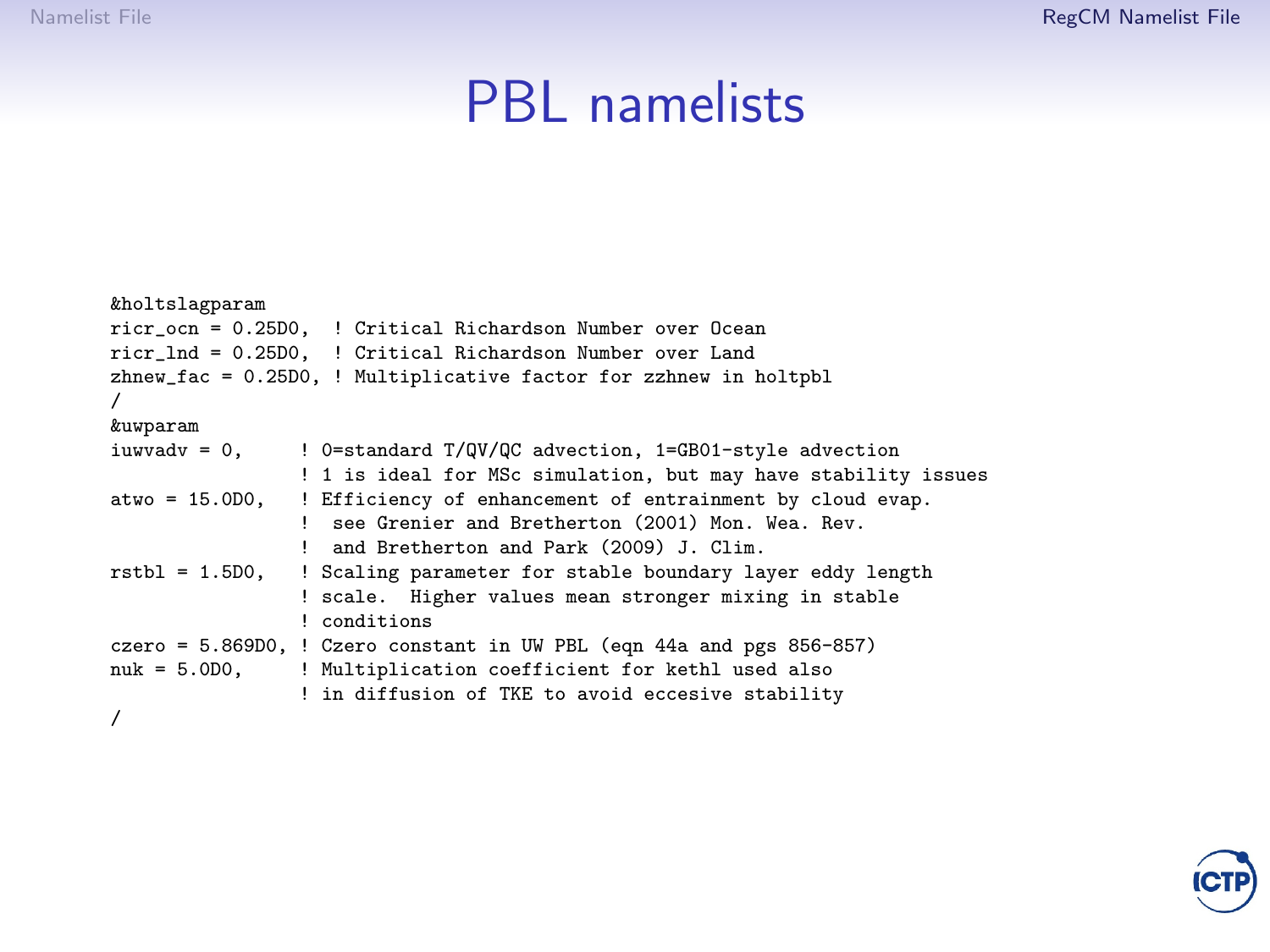# PBL namelists

```
&holtslagparam
ricr_ocn = 0.25D0,  ! Critical Richardson Number over Ocean
ricr_lnd = 0.25D0,  ! Critical Richardson Number over Land
zhnew_fac = 0.25D0, ! Multiplicative factor for zzhnew in holtpbl
/
&uwparam
iuwvadv = 0,      ! 0=standard T/QV/QC advection, 1=GB01-style advection
                  ! 1 is ideal for MSc simulation, but may have stability issues
atwo = 15.0D0,    ! Efficiency of enhancement of entrainment by cloud evap.
                  !  see Grenier and Bretherton (2001) Mon. Wea. Rev.
                  !  and Bretherton and Park (2009) J. Clim.
rstbl = 1.5D0,    ! Scaling parameter for stable boundary layer eddy length
                  ! scale.  Higher values mean stronger mixing in stable
                  ! conditions
czero = 5.869D0, ! Czero constant in UW PBL (eqn 44a and pgs 856-857)
nuk = 5.0D0,      ! Multiplication coefficient for kethl used also
                  ! in diffusion of TKE to avoid eccesive stability
/
```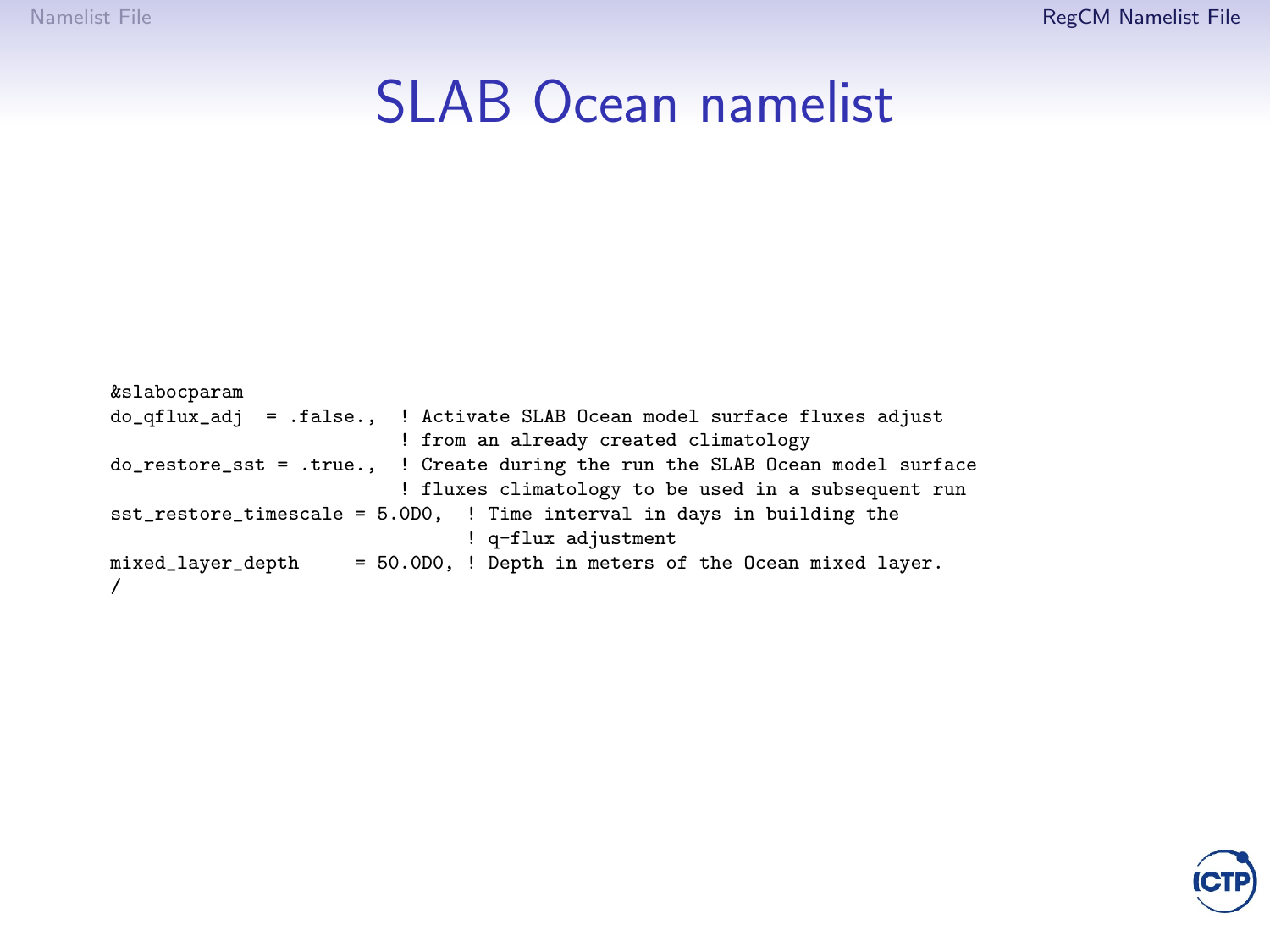# SLAB Ocean namelist

```
&slabocparam
do_qflux_adj  = .false.,  ! Activate SLAB Ocean model surface fluxes adjust
                          ! from an already created climatology
do_restore_sst = .true.,  ! Create during the run the SLAB Ocean model surface
                          ! fluxes climatology to be used in a subsequent run
sst_restore_timescale = 5.0D0,  ! Time interval in days in building the
                                ! q-flux adjustment
mixed_layer_depth     = 50.0D0, ! Depth in meters of the Ocean mixed layer.
/
```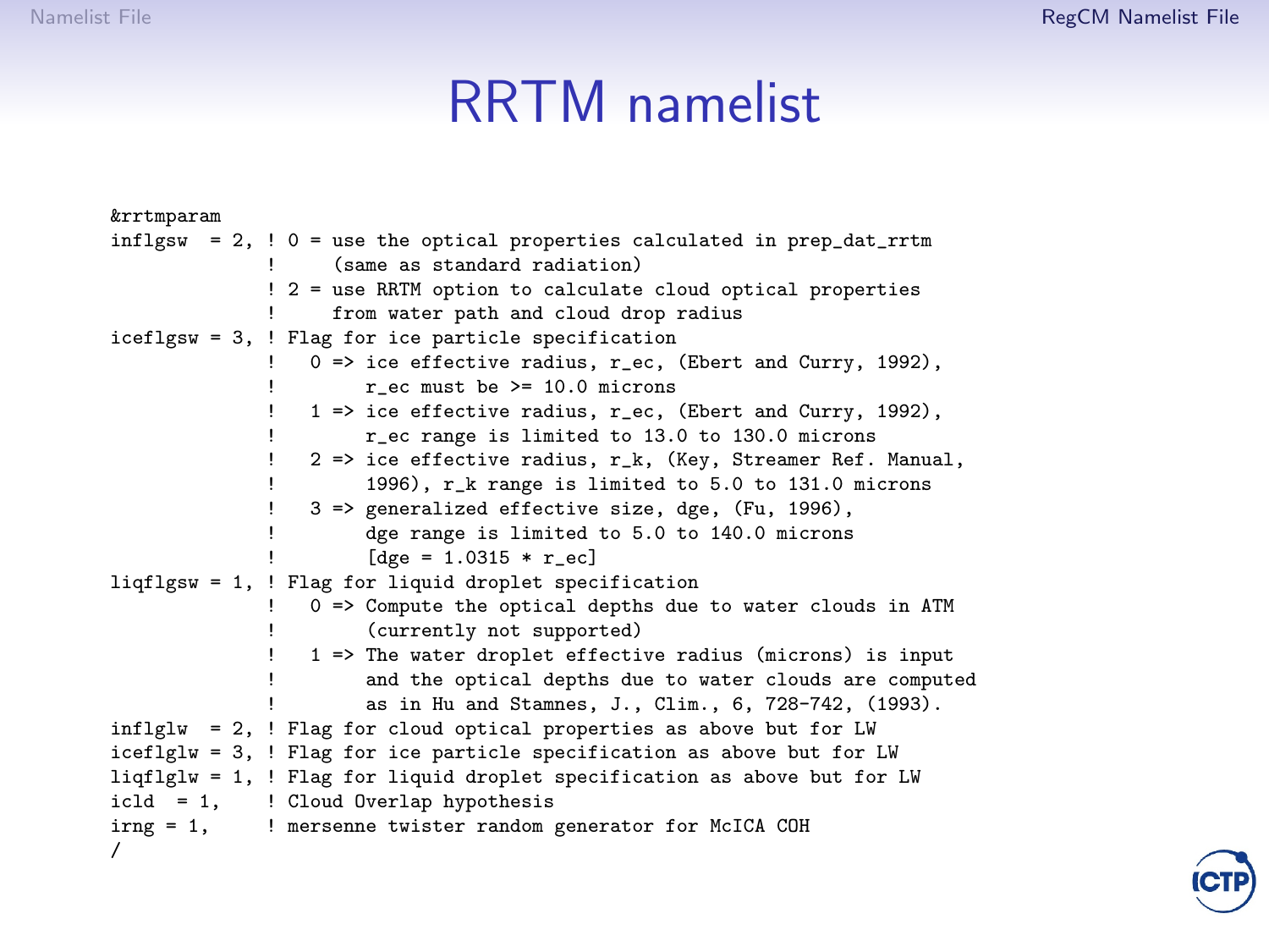# RRTM namelist

```
&rrtmparam
inflgsw  = 2, ! 0 = use the optical properties calculated in prep_dat_rrtm
              !     (same as standard radiation)
              ! 2 = use RRTM option to calculate cloud optical properties
              !     from water path and cloud drop radius
iceflgsw = 3, ! Flag for ice particle specification
              !   0 => ice effective radius, r_ec, (Ebert and Curry, 1992),
              !        r_ec must be >= 10.0 microns
              !   1 => ice effective radius, r_ec, (Ebert and Curry, 1992),
              !        r_ec range is limited to 13.0 to 130.0 microns
              !   2 => ice effective radius, r_k, (Key, Streamer Ref. Manual,
              !        1996), r_k range is limited to 5.0 to 131.0 microns
              !   3 => generalized effective size, dge, (Fu, 1996),
              !        dge range is limited to 5.0 to 140.0 microns
              !        [dge = 1.0315 * r_ec]
liqflgsw = 1, ! Flag for liquid droplet specification
              !   0 => Compute the optical depths due to water clouds in ATM
              !        (currently not supported)
              !   1 => The water droplet effective radius (microns) is input
              !        and the optical depths due to water clouds are computed
              !        as in Hu and Stamnes, J., Clim., 6, 728-742, (1993).
inflglw  = 2, ! Flag for cloud optical properties as above but for LW
iceflglw = 3, ! Flag for ice particle specification as above but for LW
liqflglw = 1, ! Flag for liquid droplet specification as above but for LW
icld  = 1,    ! Cloud Overlap hypothesis
irng = 1,     ! mersenne twister random generator for McICA COH
/
```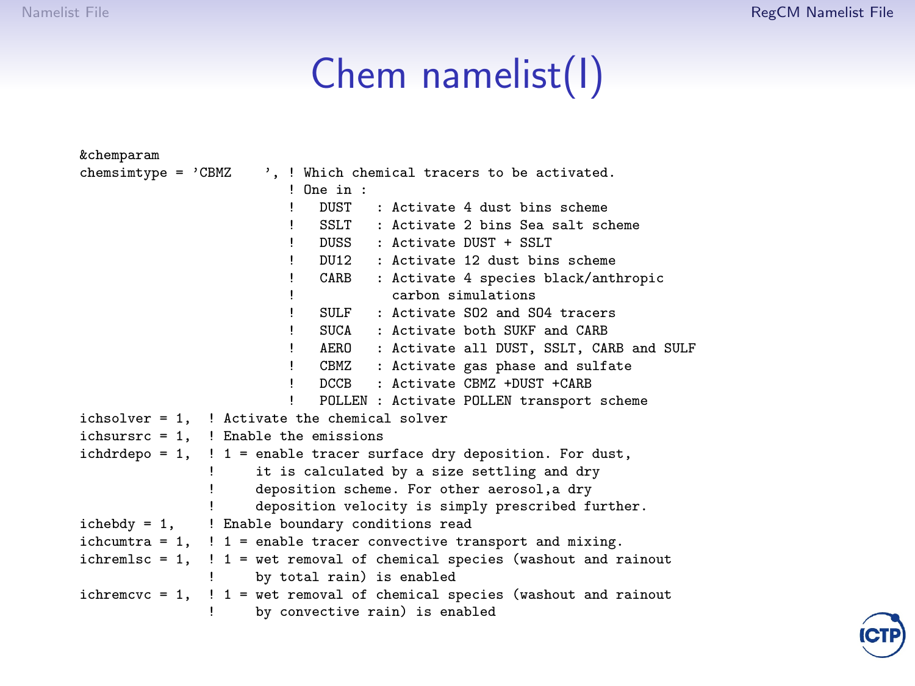# Chem namelist(I)

```
&chemparam
chemsimtype = 'CBMZ    ', ! Which chemical tracers to be activated.
                          ! One in :
                          !   DUST   : Activate 4 dust bins scheme
                          !   SSLT   : Activate 2 bins Sea salt scheme
                          !   DUSS   : Activate DUST + SSLT
                          !   DU12   : Activate 12 dust bins scheme
                          !   CARB   : Activate 4 species black/anthropic
                          !            carbon simulations
                          !   SULF   : Activate SO2 and SO4 tracers
                          !   SUCA   : Activate both SUKF and CARB
                          !   AERO   : Activate all DUST, SSLT, CARB and SULF
                          !   CBMZ   : Activate gas phase and sulfate
                          !   DCCB   : Activate CBMZ +DUST +CARB
                          !   POLLEN : Activate POLLEN transport scheme
ichsolver = 1,  ! Activate the chemical solver
ichsursrc = 1,  ! Enable the emissions
ichdrdepo = 1,  ! 1 = enable tracer surface dry deposition. For dust,
                !     it is calculated by a size settling and dry
                !     deposition scheme. For other aerosol,a dry
                !     deposition velocity is simply prescribed further.
ichebdy = 1,    ! Enable boundary conditions read
ichcumtra = 1,  ! 1 = enable tracer convective transport and mixing.
ichremlsc = 1,  ! 1 = wet removal of chemical species (washout and rainout
                !     by total rain) is enabled
ichremcvc = 1,  ! 1 = wet removal of chemical species (washout and rainout
                !     by convective rain) is enabled
```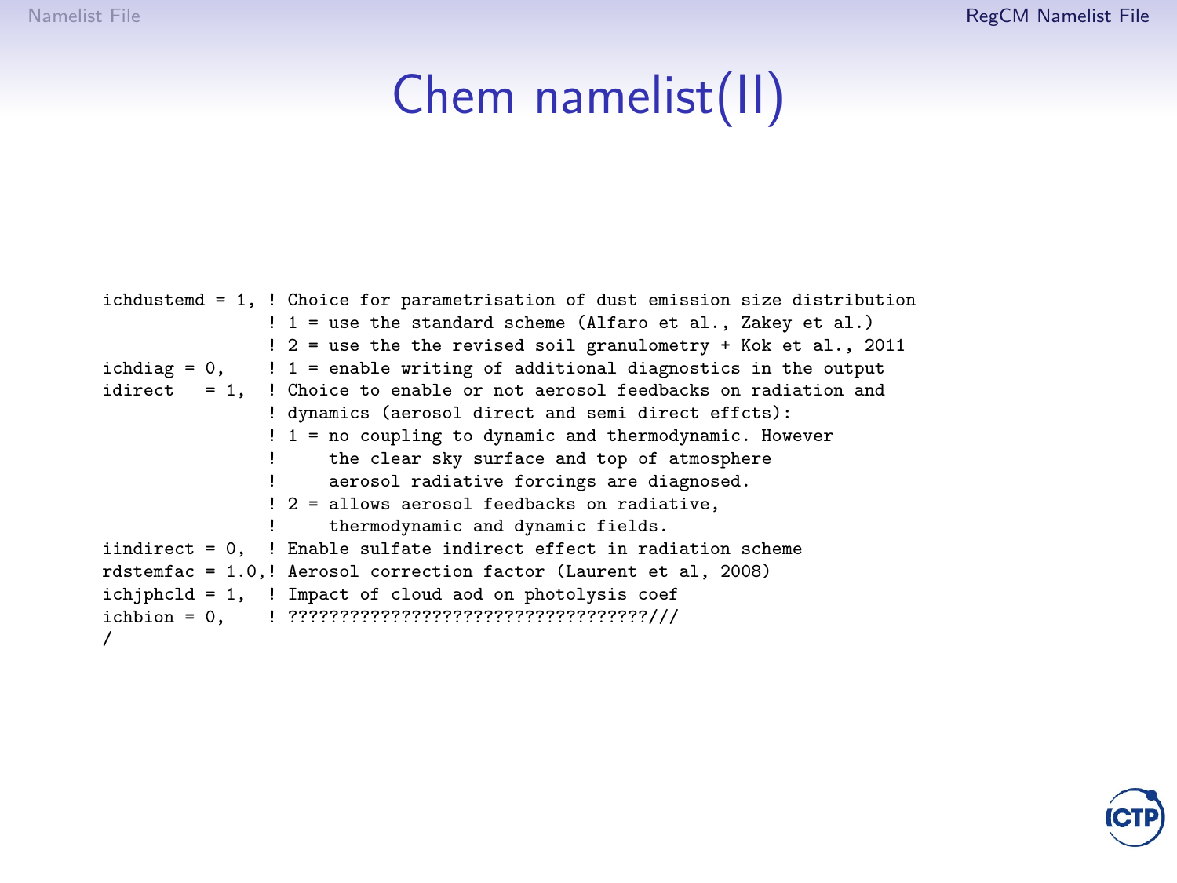# Chem namelist(II)

```
ichdustemd = 1, ! Choice for parametrisation of dust emission size distribution
                ! 1 = use the standard scheme (Alfaro et al., Zakey et al.)
                ! 2 = use the the revised soil granulometry + Kok et al., 2011
ichdiag = 0,    ! 1 = enable writing of additional diagnostics in the output
idirect   = 1,  ! Choice to enable or not aerosol feedbacks on radiation and
                ! dynamics (aerosol direct and semi direct effcts):
                ! 1 = no coupling to dynamic and thermodynamic. However
                !     the clear sky surface and top of atmosphere
                !     aerosol radiative forcings are diagnosed.
                ! 2 = allows aerosol feedbacks on radiative,
                !     thermodynamic and dynamic fields.
iindirect = 0,  ! Enable sulfate indirect effect in radiation scheme
rdstemfac = 1.0,! Aerosol correction factor (Laurent et al, 2008)
ichjphcld = 1,  ! Impact of cloud aod on photolysis coef
ichbion = 0,    ! ???????????????????????????????????///
/
```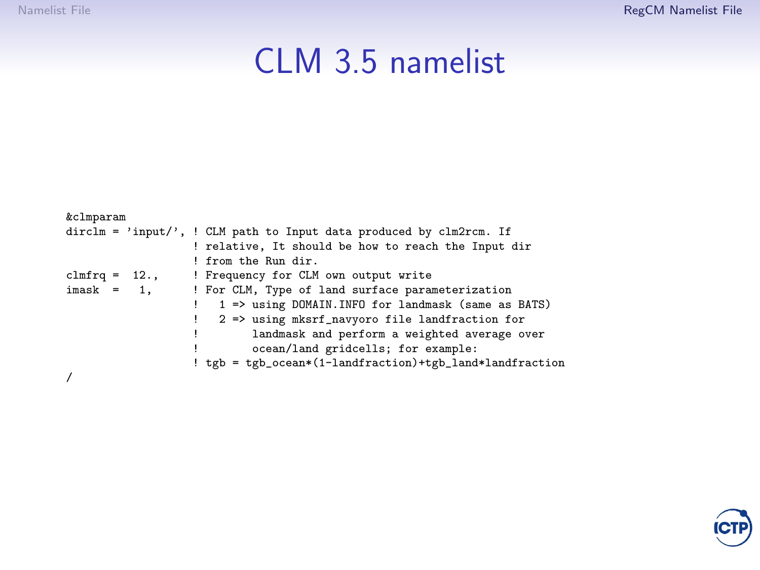# CLM 3.5 namelist

```
&clmparam
dirclm = 'input/', ! CLM path to Input data produced by clm2rcm. If
                   ! relative, It should be how to reach the Input dir
                   ! from the Run dir.
clmfrq =  12.,     ! Frequency for CLM own output write
imask  =   1,      ! For CLM, Type of land surface parameterization
                   !   1 => using DOMAIN.INFO for landmask (same as BATS)
                   !   2 => using mksrf_navyoro file landfraction for
                   !        landmask and perform a weighted average over
                   !        ocean/land gridcells; for example:
                   ! tgb = tgb_ocean*(1-landfraction)+tgb_land*landfraction
/
```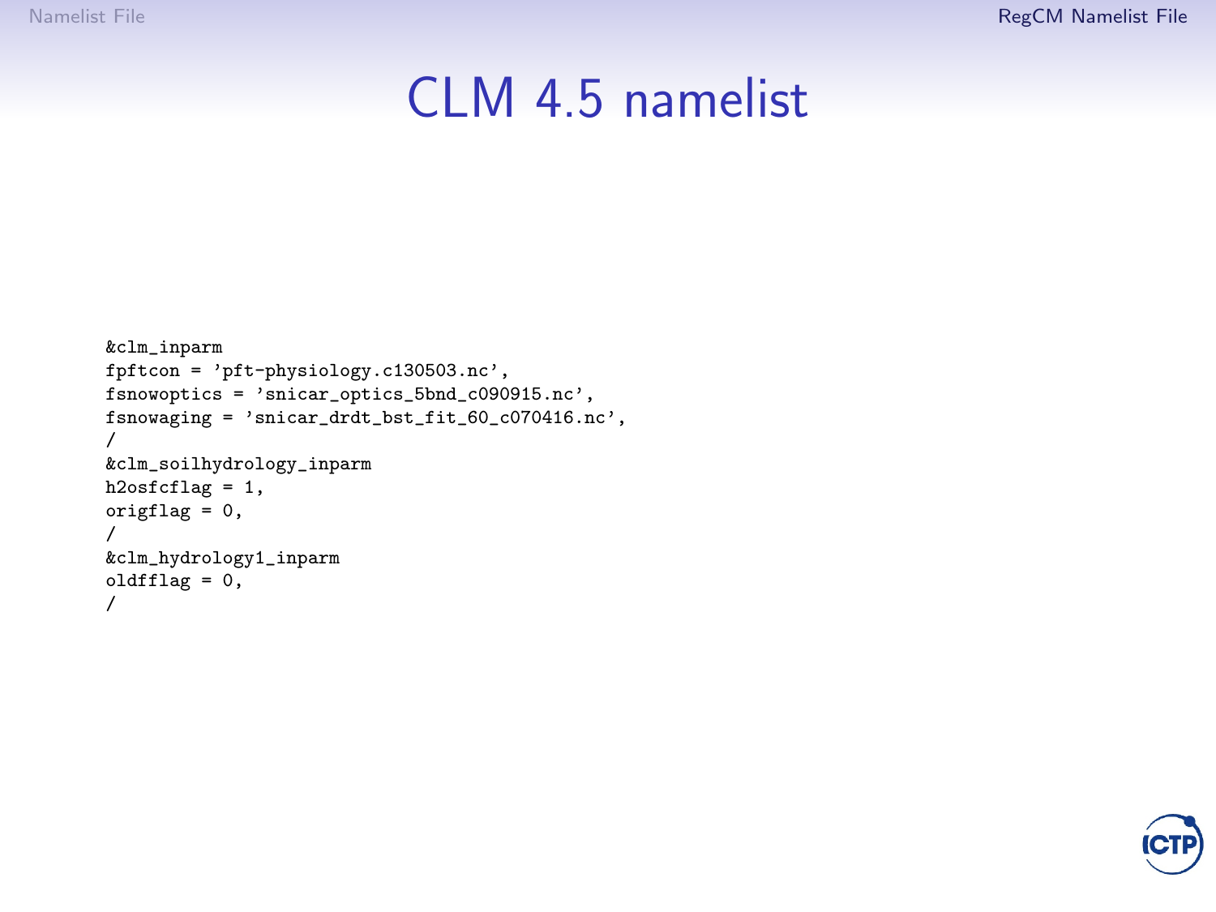# CLM 4.5 namelist

```
&clm_inparm
fpftcon = 'pft-physiology.c130503.nc',
fsnowoptics = 'snicar_optics_5bnd_c090915.nc',
fsnowaging = 'snicar_drdt_bst_fit_60_c070416.nc',
/
&clm_soilhydrology_inparm
h2osfcflag = 1,
origflag = 0,
/
&clm_hydrology1_inparm
oldfflag = 0,
/
```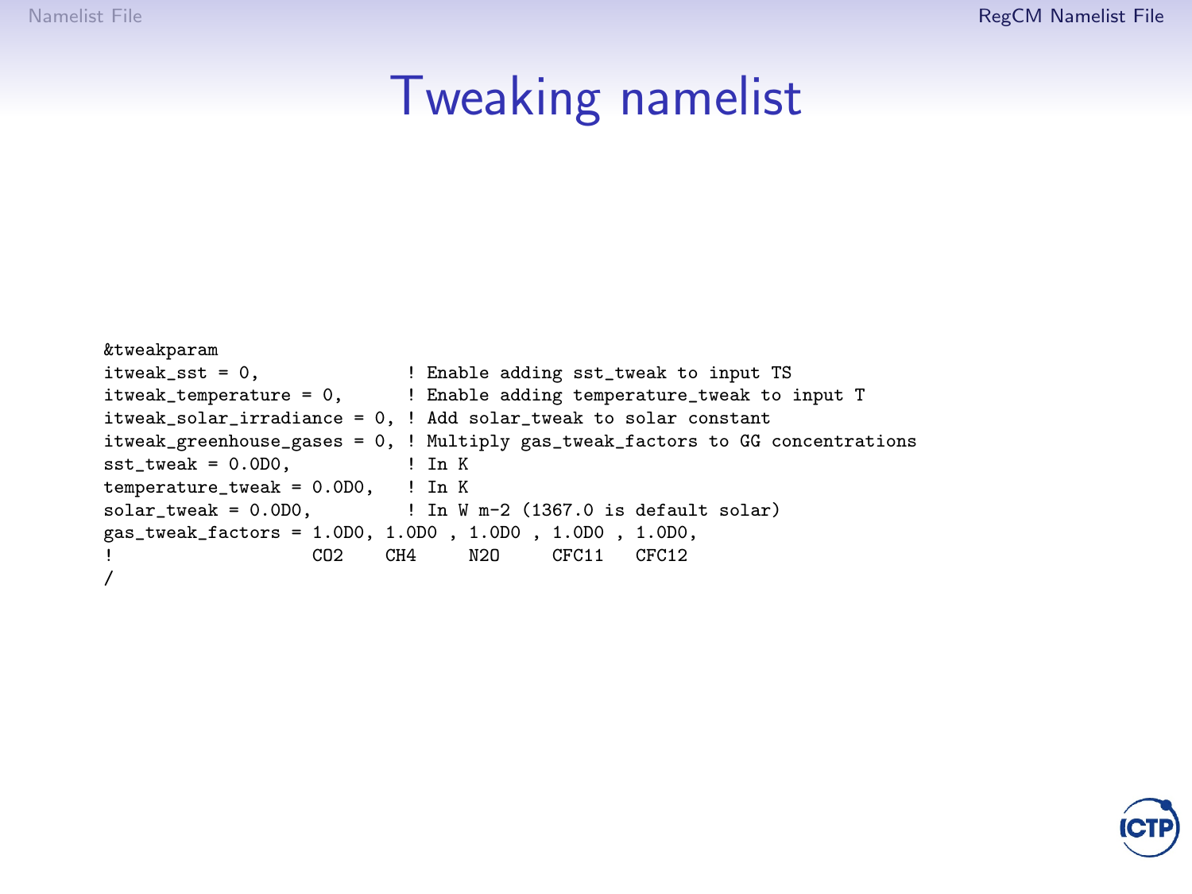# Tweaking namelist

```
&tweakparam
itweak_sst = 0,              ! Enable adding sst_tweak to input TS
itweak_temperature = 0,      ! Enable adding temperature_tweak to input T
itweak_solar_irradiance = 0, ! Add solar_tweak to solar constant
itweak_greenhouse_gases = 0, ! Multiply gas_tweak_factors to GG concentrations
sst_tweak = 0.0D0,           ! In K
temperature_tweak = 0.0D0,   ! In K
solar_tweak = 0.0D0,         ! In W m-2 (1367.0 is default solar)
gas_tweak_factors = 1.0D0, 1.0D0 , 1.0D0 , 1.0D0 , 1.0D0,
!                   CO2    CH4     N2O     CFC11   CFC12
/
```